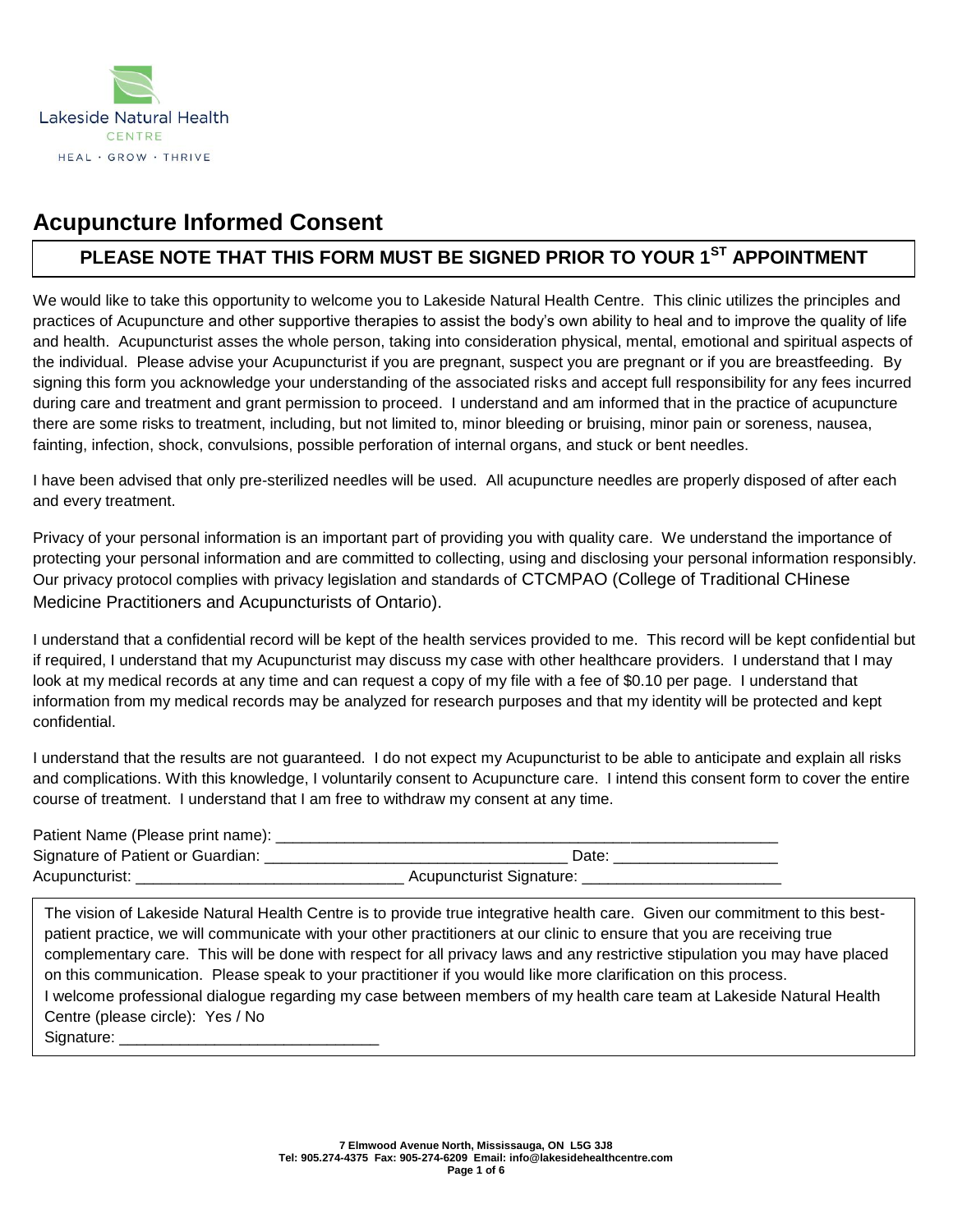Lakeside Natural Health
CENTRE
HEAL · GROW · THRIVE

# Acupuncture Informed Consent

**PLEASE NOTE THAT THIS FORM MUST BE SIGNED PRIOR TO YOUR 1ST APPOINTMENT**

We would like to take this opportunity to welcome you to Lakeside Natural Health Centre. This clinic utilizes the principles and practices of Acupuncture and other supportive therapies to assist the body's own ability to heal and to improve the quality of life and health. Acupuncturist asses the whole person, taking into consideration physical, mental, emotional and spiritual aspects of the individual. Please advise your Acupuncturist if you are pregnant, suspect you are pregnant or if you are breastfeeding. By signing this form you acknowledge your understanding of the associated risks and accept full responsibility for any fees incurred during care and treatment and grant permission to proceed. I understand and am informed that in the practice of acupuncture there are some risks to treatment, including, but not limited to, minor bleeding or bruising, minor pain or soreness, nausea, fainting, infection, shock, convulsions, possible perforation of internal organs, and stuck or bent needles.

I have been advised that only pre-sterilized needles will be used. All acupuncture needles are properly disposed of after each and every treatment.

Privacy of your personal information is an important part of providing you with quality care. We understand the importance of protecting your personal information and are committed to collecting, using and disclosing your personal information responsibly. Our privacy protocol complies with privacy legislation and standards of CTCMPAO (College of Traditional CHinese Medicine Practitioners and Acupuncturists of Ontario).

I understand that a confidential record will be kept of the health services provided to me. This record will be kept confidential but if required, I understand that my Acupuncturist may discuss my case with other healthcare providers. I understand that I may look at my medical records at any time and can request a copy of my file with a fee of $0.10 per page. I understand that information from my medical records may be analyzed for research purposes and that my identity will be protected and kept confidential.

I understand that the results are not guaranteed. I do not expect my Acupuncturist to be able to anticipate and explain all risks and complications. With this knowledge, I voluntarily consent to Acupuncture care. I intend this consent form to cover the entire course of treatment. I understand that I am free to withdraw my consent at any time.

Patient Name (Please print name): ____________________________________________________________

Signature of Patient or Guardian: ____________________________________ Date: ____________________

Acupuncturist: _________________________________ Acupuncturist Signature: ________________________

The vision of Lakeside Natural Health Centre is to provide true integrative health care. Given our commitment to this best-patient practice, we will communicate with your other practitioners at our clinic to ensure that you are receiving true complementary care. This will be done with respect for all privacy laws and any restrictive stipulation you may have placed on this communication. Please speak to your practitioner if you would like more clarification on this process.

I welcome professional dialogue regarding my case between members of my health care team at Lakeside Natural Health Centre (please circle): Yes / No

Signature: _______________________________

**7 Elmwood Avenue North, Mississauga, ON L5G 3J8**
**Tel: 905.274-4375 Fax: 905-274-6209 Email: info@lakesidehealthcentre.com**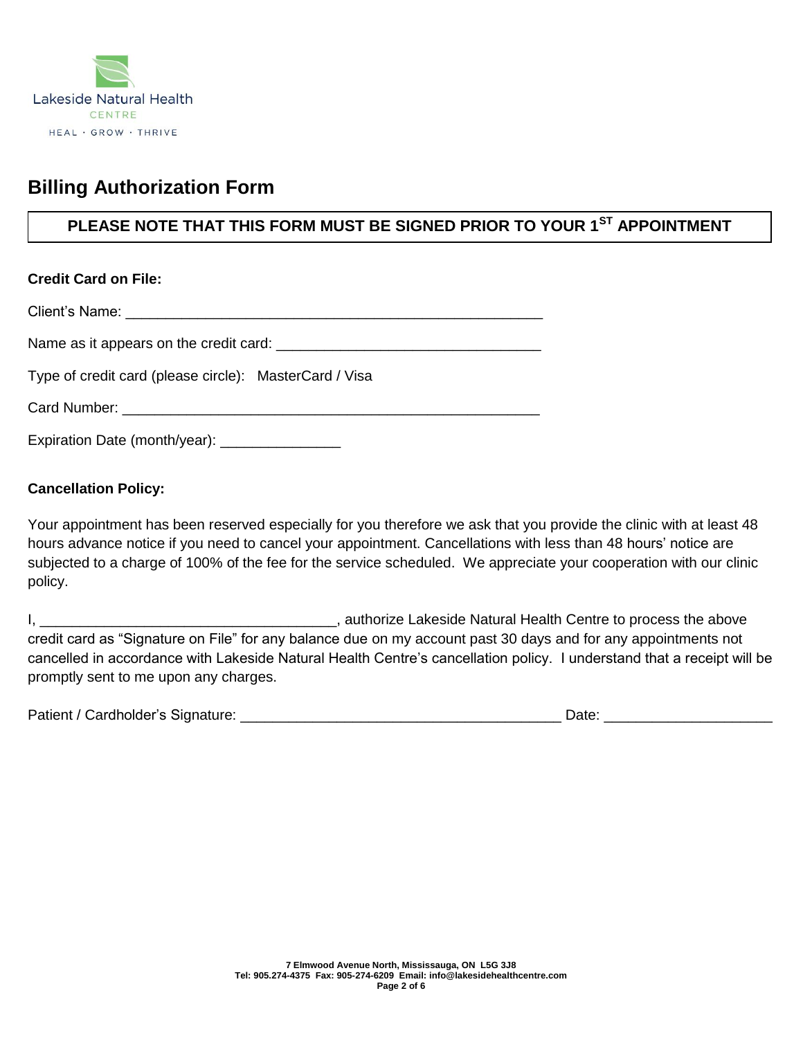Lakeside Natural Health

CENTRE

HEAL · GROW · THRIVE

# Billing Authorization Form

**PLEASE NOTE THAT THIS FORM MUST BE SIGNED PRIOR TO YOUR 1ST APPOINTMENT**

**Credit Card on File:**

Client's Name: ___________________________________________________

Name as it appears on the credit card: ________________________________

Type of credit card (please circle): MasterCard / Visa

Card Number: ____________________________________________________

Expiration Date (month/year): ______________

**Cancellation Policy:**

Your appointment has been reserved especially for you therefore we ask that you provide the clinic with at least 48 hours advance notice if you need to cancel your appointment. Cancellations with less than 48 hours' notice are subjected to a charge of 100% of the fee for the service scheduled. We appreciate your cooperation with our clinic policy.

I, ___________________________________, authorize Lakeside Natural Health Centre to process the above credit card as "Signature on File" for any balance due on my account past 30 days and for any appointments not cancelled in accordance with Lakeside Natural Health Centre's cancellation policy. I understand that a receipt will be promptly sent to me upon any charges.

Patient / Cardholder's Signature: ______________________________________ Date: ___________________

**7 Elmwood Avenue North, Mississauga, ON L5G 3J8**
**Tel: 905.274-4375 Fax: 905-274-6209 Email: info@lakesidehealthcentre.com**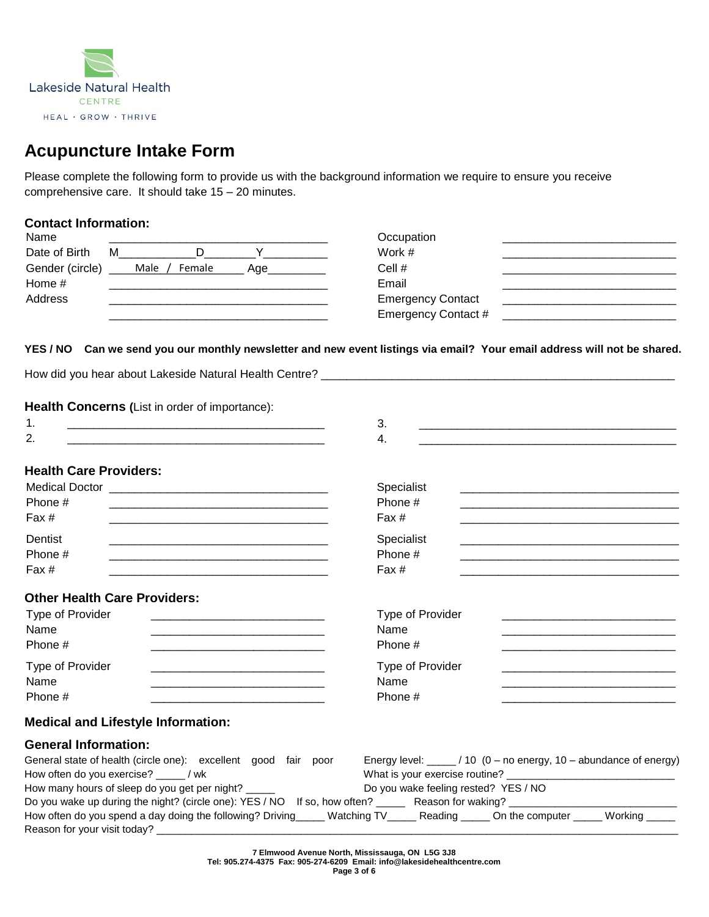Lakeside Natural Health CENTRE

HEAL · GROW · THRIVE

# Acupuncture Intake Form

Please complete the following form to provide us with the background information we require to ensure you receive comprehensive care. It should take 15 – 20 minutes.

## Contact Information:

Name ___________________________________

Date of Birth M____________D________Y__________

Gender (circle) Male / Female Age_________

Home # ___________________________________

Address ___________________________________

___________________________________

Occupation ___________________________

Work # ___________________________

Cell # ___________________________

Email ___________________________

Emergency Contact ___________________________

Emergency Contact # ___________________________

**YES / NO Can we send you our monthly newsletter and new event listings via email? Your email address will not be shared.**

How did you hear about Lakeside Natural Health Centre? _________________________________________________________

**Health Concerns (**List in order of importance):

1. _________________________________________
2. _________________________________________
3. _________________________________________
4. _________________________________________

## Health Care Providers:

Medical Doctor ___________________________________

Phone # ___________________________________

Fax # ___________________________________

Dentist ___________________________________

Phone # ___________________________________

Fax # ___________________________________

Specialist ___________________________________

Phone # ___________________________________

Fax # ___________________________________

Specialist ___________________________________

Phone # ___________________________________

Fax # ___________________________________

## Other Health Care Providers:

Type of Provider ___________________________

Name ___________________________

Phone # ___________________________

Type of Provider ___________________________

Name ___________________________

Phone # ___________________________

Type of Provider ___________________________

Name ___________________________

Phone # ___________________________

Type of Provider ___________________________

Name ___________________________

Phone # ___________________________

## Medical and Lifestyle Information:

## General Information:

General state of health (circle one): excellent good fair poor

Energy level: _____ / 10 (0 – no energy, 10 – abundance of energy)

How often do you exercise? _____ / wk

What is your exercise routine? _____________________________

How many hours of sleep do you get per night? _____

Do you wake feeling rested? YES / NO

Do you wake up during the night? (circle one): YES / NO If so, how often? _____ Reason for waking? _____________________________

How often do you spend a day doing the following? Driving_____ Watching TV_____ Reading _____ On the computer _____ Working _____

Reason for your visit today? _____________________________________________________________________________________________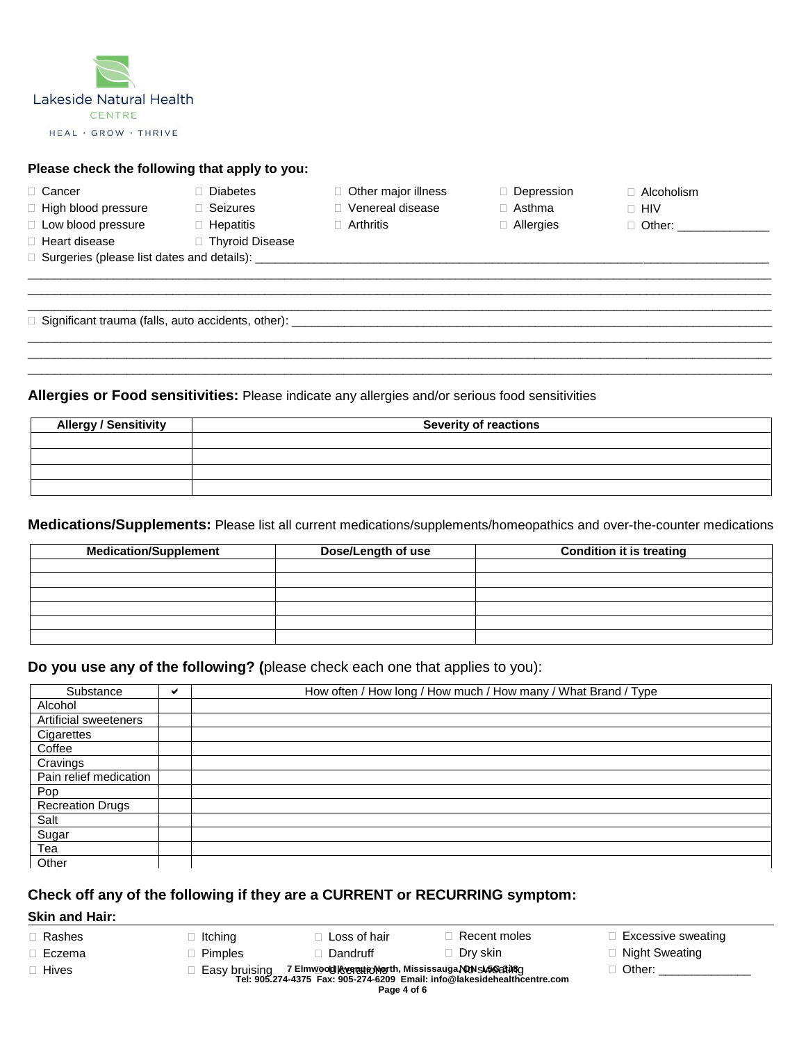Lakeside Natural Health
CENTRE
HEAL · GROW · THRIVE

**Please check the following that apply to you:**

- ☐ Cancer
- ☐ Diabetes
- ☐ Other major illness
- ☐ Depression
- ☐ Alcoholism
- ☐ High blood pressure
- ☐ Seizures
- ☐ Venereal disease
- ☐ Asthma
- ☐ HIV
- ☐ Low blood pressure
- ☐ Hepatitis
- ☐ Arthritis
- ☐ Allergies
- ☐ Other: ______________
- ☐ Heart disease
- ☐ Thyroid Disease
- ☐ Surgeries (please list dates and details): ______________________________________________

______________________________________________________________________________

______________________________________________________________________________

______________________________________________________________________________

- ☐ Significant trauma (falls, auto accidents, other): ______________________________________________

______________________________________________________________________________

______________________________________________________________________________

______________________________________________________________________________

## Allergies or Food sensitivities: 
Please indicate any allergies and/or serious food sensitivities

| Allergy / Sensitivity | Severity of reactions |
|---|---|
| | |
| | |
| | |
| | |

## Medications/Supplements: 
Please list all current medications/supplements/homeopathics and over-the-counter medications

| Medication/Supplement | Dose/Length of use | Condition it is treating |
|---|---|---|
| | | |
| | | |
| | | |
| | | |
| | | |
| | | |

## Do you use any of the following? (please check each one that applies to you):

| Substance | ✔ | How often / How long / How much / How many / What Brand / Type |
|---|---|---|
| Alcohol | | |
| Artificial sweeteners | | |
| Cigarettes | | |
| Coffee | | |
| Cravings | | |
| Pain relief medication | | |
| Pop | | |
| Recreation Drugs | | |
| Salt | | |
| Sugar | | |
| Tea | | |
| Other | | |

## Check off any of the following if they are a CURRENT or RECURRING symptom:

**Skin and Hair:**

- ☐ Rashes
- ☐ Itching
- ☐ Loss of hair
- ☐ Recent moles
- ☐ Excessive sweating
- ☐ Eczema
- ☐ Pimples
- ☐ Dandruff
- ☐ Dry skin
- ☐ Night Sweating
- ☐ Hives
- ☐ Easy bruising
- ☐ Ulcerations
- ☐ No sweating
- ☐ Other: ______________

7 Elmwood Avenue North, Mississauga, ON L5G 3J8
Tel: 905.274-4375 Fax: 905-274-6209 Email: info@lakesidehealthcentre.com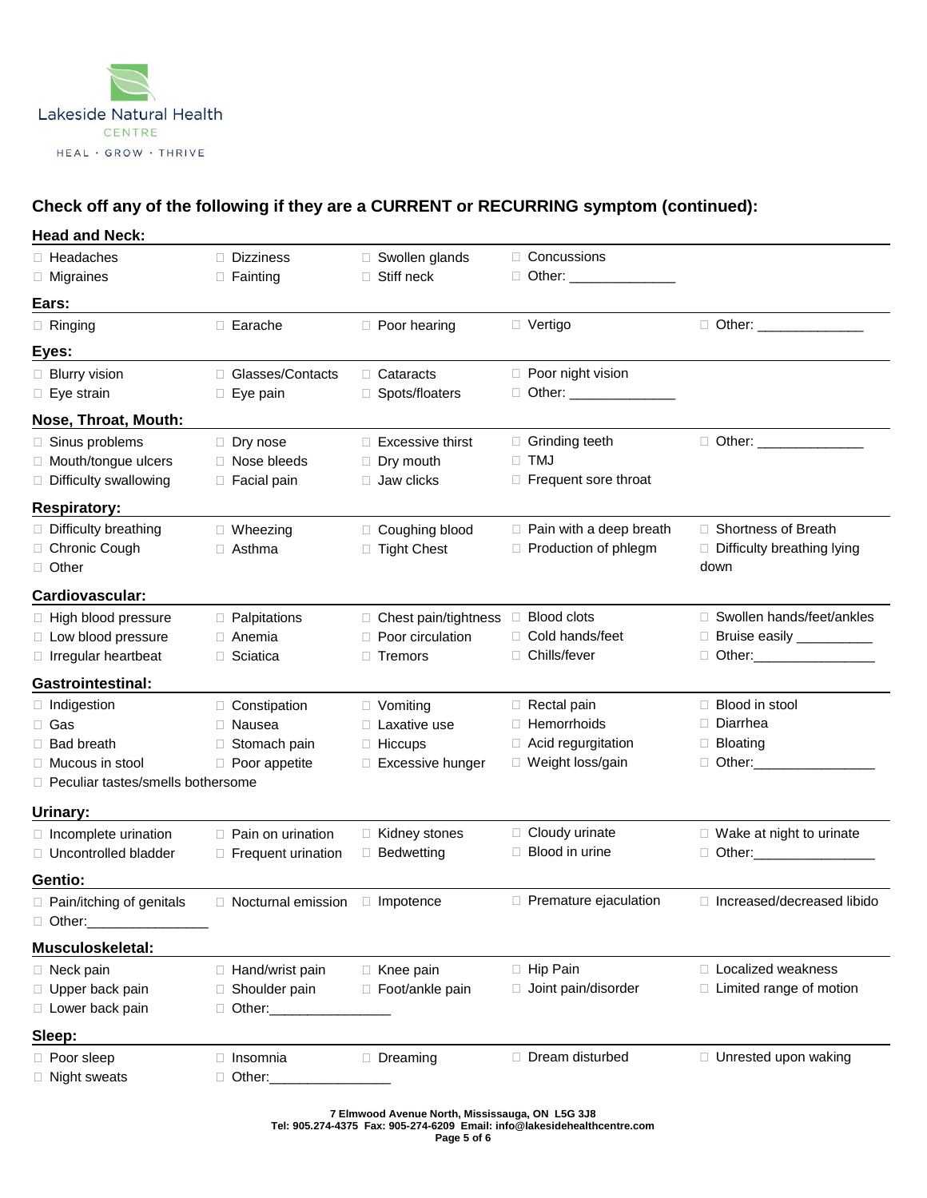Lakeside Natural Health CENTRE

HEAL · GROW · THRIVE

### Check off any of the following if they are a CURRENT or RECURRING symptom (continued):

**Head and Neck:**

| | | | |
|---|---|---|---|
| ☐ Headaches | ☐ Dizziness | ☐ Swollen glands | ☐ Concussions |
| ☐ Migraines | ☐ Fainting | ☐ Stiff neck | ☐ Other: ______________ |

**Ears:**

| | | | | |
|---|---|---|---|---|
| ☐ Ringing | ☐ Earache | ☐ Poor hearing | ☐ Vertigo | ☐ Other: ______________ |

**Eyes:**

| | | | |
|---|---|---|---|
| ☐ Blurry vision | ☐ Glasses/Contacts | ☐ Cataracts | ☐ Poor night vision |
| ☐ Eye strain | ☐ Eye pain | ☐ Spots/floaters | ☐ Other: ______________ |

**Nose, Throat, Mouth:**

| | | | | |
|---|---|---|---|---|
| ☐ Sinus problems | ☐ Dry nose | ☐ Excessive thirst | ☐ Grinding teeth | ☐ Other: ______________ |
| ☐ Mouth/tongue ulcers | ☐ Nose bleeds | ☐ Dry mouth | ☐ TMJ | |
| ☐ Difficulty swallowing | ☐ Facial pain | ☐ Jaw clicks | ☐ Frequent sore throat | |

**Respiratory:**

| | | | | |
|---|---|---|---|---|
| ☐ Difficulty breathing | ☐ Wheezing | ☐ Coughing blood | ☐ Pain with a deep breath | ☐ Shortness of Breath |
| ☐ Chronic Cough | ☐ Asthma | ☐ Tight Chest | ☐ Production of phlegm | ☐ Difficulty breathing lying down |
| ☐ Other | | | | |

**Cardiovascular:**

| | | | | |
|---|---|---|---|---|
| ☐ High blood pressure | ☐ Palpitations | ☐ Chest pain/tightness | ☐ Blood clots | ☐ Swollen hands/feet/ankles |
| ☐ Low blood pressure | ☐ Anemia | ☐ Poor circulation | ☐ Cold hands/feet | ☐ Bruise easily __________ |
| ☐ Irregular heartbeat | ☐ Sciatica | ☐ Tremors | ☐ Chills/fever | ☐ Other:________________ |

**Gastrointestinal:**

| | | | | |
|---|---|---|---|---|
| ☐ Indigestion | ☐ Constipation | ☐ Vomiting | ☐ Rectal pain | ☐ Blood in stool |
| ☐ Gas | ☐ Nausea | ☐ Laxative use | ☐ Hemorrhoids | ☐ Diarrhea |
| ☐ Bad breath | ☐ Stomach pain | ☐ Hiccups | ☐ Acid regurgitation | ☐ Bloating |
| ☐ Mucous in stool | ☐ Poor appetite | ☐ Excessive hunger | ☐ Weight loss/gain | ☐ Other:________________ |
| ☐ Peculiar tastes/smells bothersome | | | | |

**Urinary:**

| | | | | |
|---|---|---|---|---|
| ☐ Incomplete urination | ☐ Pain on urination | ☐ Kidney stones | ☐ Cloudy urinate | ☐ Wake at night to urinate |
| ☐ Uncontrolled bladder | ☐ Frequent urination | ☐ Bedwetting | ☐ Blood in urine | ☐ Other:________________ |

**Gentio:**

| | | | | |
|---|---|---|---|---|
| ☐ Pain/itching of genitals | ☐ Nocturnal emission | ☐ Impotence | ☐ Premature ejaculation | ☐ Increased/decreased libido |
| ☐ Other:________________ | | | | |

**Musculoskeletal:**

| | | | | |
|---|---|---|---|---|
| ☐ Neck pain | ☐ Hand/wrist pain | ☐ Knee pain | ☐ Hip Pain | ☐ Localized weakness |
| ☐ Upper back pain | ☐ Shoulder pain | ☐ Foot/ankle pain | ☐ Joint pain/disorder | ☐ Limited range of motion |
| ☐ Lower back pain | ☐ Other:________________ | | | |

**Sleep:**

| | | | | |
|---|---|---|---|---|
| ☐ Poor sleep | ☐ Insomnia | ☐ Dreaming | ☐ Dream disturbed | ☐ Unrested upon waking |
| ☐ Night sweats | ☐ Other:________________ | | | |

**7 Elmwood Avenue North, Mississauga, ON L5G 3J8**
**Tel: 905.274-4375 Fax: 905-274-6209 Email: info@lakesidehealthcentre.com**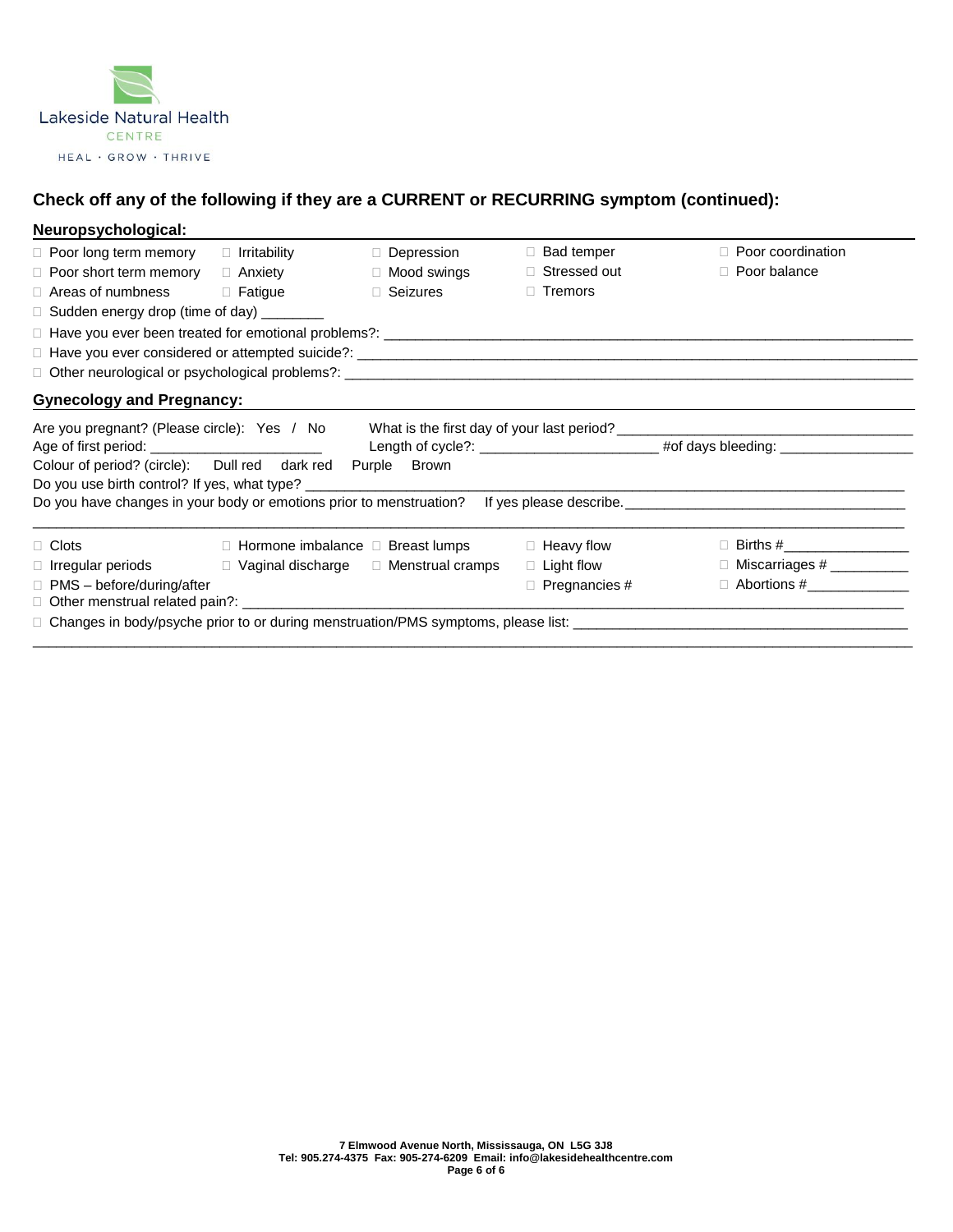Lakeside Natural Health
CENTRE
HEAL · GROW · THRIVE

## Check off any of the following if they are a CURRENT or RECURRING symptom (continued):

### Neuropsychological:

| | | | | |
|---|---|---|---|---|
| □ Poor long term memory | □ Irritability | □ Depression | □ Bad temper | □ Poor coordination |
| □ Poor short term memory | □ Anxiety | □ Mood swings | □ Stressed out | □ Poor balance |
| □ Areas of numbness | □ Fatigue | □ Seizures | □ Tremors | |

□ Sudden energy drop (time of day) ________

□ Have you ever been treated for emotional problems?: ______________________________________________________________________

□ Have you ever considered or attempted suicide?: __________________________________________________________________________

□ Other neurological or psychological problems?: __________________________________________________________________________

### Gynecology and Pregnancy:

Are you pregnant? (Please circle): Yes / No  What is the first day of your last period? _______________________________________

Age of first period: ______________________  Length of cycle?: _______________________ #of days bleeding: _________________

Colour of period? (circle): Dull red dark red Purple Brown

Do you use birth control? If yes, what type? ________________________________________________________________________________

Do you have changes in your body or emotions prior to menstruation? If yes please describe. _____________________________________

__________________________________________________________________________________________________________________

| | | | | |
|---|---|---|---|---|
| □ Clots | □ Hormone imbalance | □ Breast lumps | □ Heavy flow | □ Births #________________ |
| □ Irregular periods | □ Vaginal discharge | □ Menstrual cramps | □ Light flow | □ Miscarriages # __________ |
| □ PMS – before/during/after | | | □ Pregnancies # | □ Abortions #_____________ |

□ Other menstrual related pain?: __________________________________________________________________________________________

□ Changes in body/psyche prior to or during menstruation/PMS symptoms, please list: ___________________________________________

__________________________________________________________________________________________________________________

**7 Elmwood Avenue North, Mississauga, ON L5G 3J8**
**Tel: 905.274-4375 Fax: 905-274-6209 Email: info@lakesidehealthcentre.com**